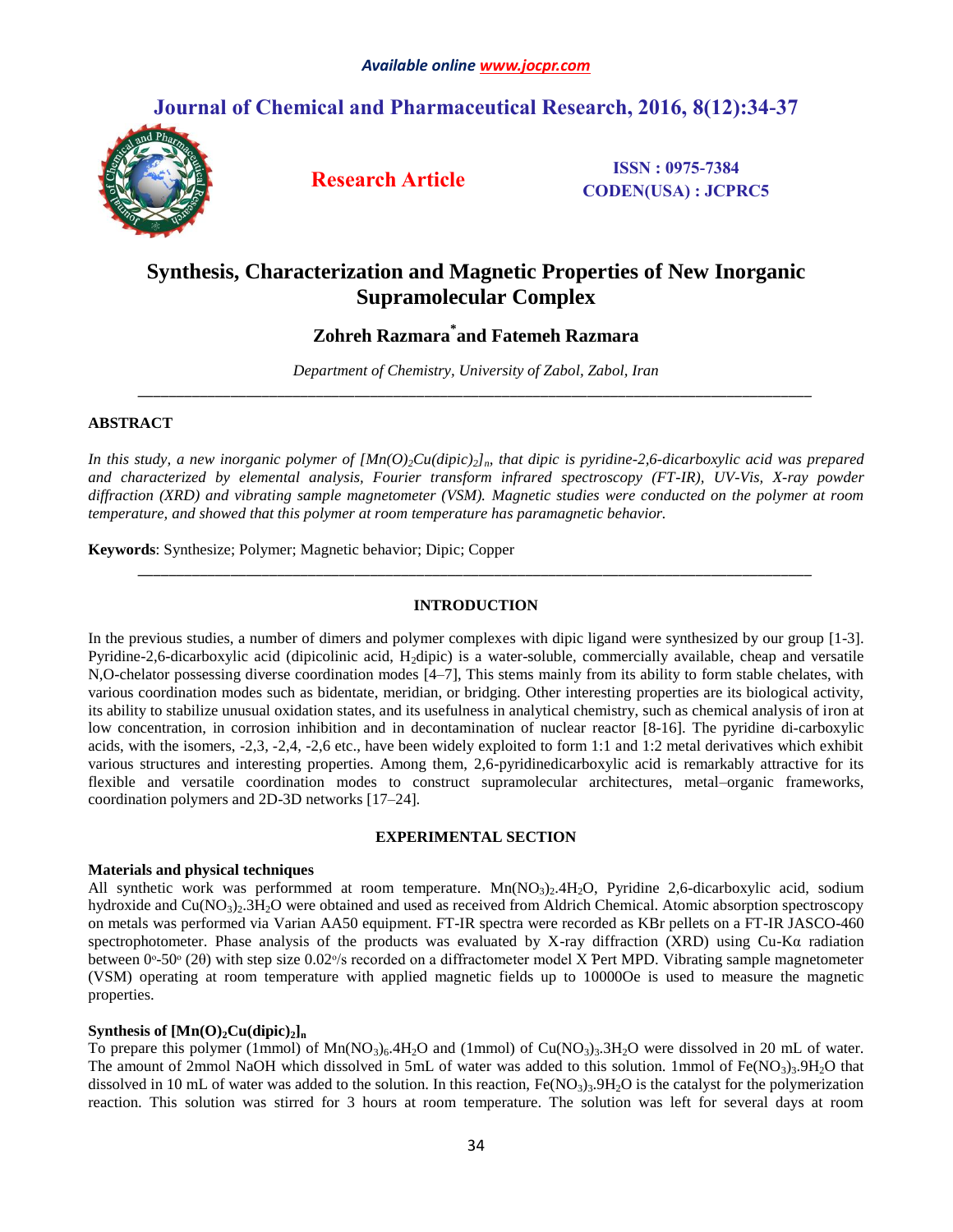# Synthesis, Characterization and Magnetic Properties of New Inorganic Supramolecular Complex

**Zohreh Razmara*and Fatemeh Razmara**

*Department of Chemistry, University of Zabol, Zabol, Iran*

---

## ABSTRACT

*In this study, a new inorganic polymer of $[Mn(O)_2Cu(dipic)_2]_n$, that dipic is pyridine-2,6-dicarboxylic acid was prepared and characterized by elemental analysis, Fourier transform infrared spectroscopy (FT-IR), UV-Vis, X-ray powder diffraction (XRD) and vibrating sample magnetometer (VSM). Magnetic studies were conducted on the polymer at room temperature, and showed that this polymer at room temperature has paramagnetic behavior.*

**Keywords**: Synthesize; Polymer; Magnetic behavior; Dipic; Copper

---

## INTRODUCTION

In the previous studies, a number of dimers and polymer complexes with dipic ligand were synthesized by our group [1-3]. Pyridine-2,6-dicarboxylic acid (dipicolinic acid, $H_2$dipic) is a water-soluble, commercially available, cheap and versatile N,O-chelator possessing diverse coordination modes [4–7], This stems mainly from its ability to form stable chelates, with various coordination modes such as bidentate, meridian, or bridging. Other interesting properties are its biological activity, its ability to stabilize unusual oxidation states, and its usefulness in analytical chemistry, such as chemical analysis of iron at low concentration, in corrosion inhibition and in decontamination of nuclear reactor [8-16]. The pyridine di-carboxylic acids, with the isomers, -2,3, -2,4, -2,6 etc., have been widely exploited to form 1:1 and 1:2 metal derivatives which exhibit various structures and interesting properties. Among them, 2,6-pyridinedicarboxylic acid is remarkably attractive for its flexible and versatile coordination modes to construct supramolecular architectures, metal–organic frameworks, coordination polymers and 2D-3D networks [17–24].

## EXPERIMENTAL SECTION

### Materials and physical techniques

All synthetic work was performmed at room temperature. $Mn(NO_3)_2.4H_2O$, Pyridine 2,6-dicarboxylic acid, sodium hydroxide and $Cu(NO_3)_2.3H_2O$ were obtained and used as received from Aldrich Chemical. Atomic absorption spectroscopy on metals was performed via Varian AA50 equipment. FT-IR spectra were recorded as KBr pellets on a FT-IR JASCO-460 spectrophotometer. Phase analysis of the products was evaluated by X-ray diffraction (XRD) using Cu-Kα radiation between $0^o$-$50^o$ (2θ) with step size $0.02^o$/s recorded on a diffractometer model X Pert MPD. Vibrating sample magnetometer (VSM) operating at room temperature with applied magnetic fields up to 10000Oe is used to measure the magnetic properties.

### Synthesis of $[Mn(O)_2Cu(dipic)_2]_n$

To prepare this polymer (1mmol) of $Mn(NO_3)_6.4H_2O$ and (1mmol) of $Cu(NO_3)_3.3H_2O$ were dissolved in 20 mL of water. The amount of 2mmol NaOH which dissolved in 5mL of water was added to this solution. 1mmol of $Fe(NO_3)_3.9H_2O$ that dissolved in 10 mL of water was added to the solution. In this reaction, $Fe(NO_3)_3.9H_2O$ is the catalyst for the polymerization reaction. This solution was stirred for 3 hours at room temperature. The solution was left for several days at room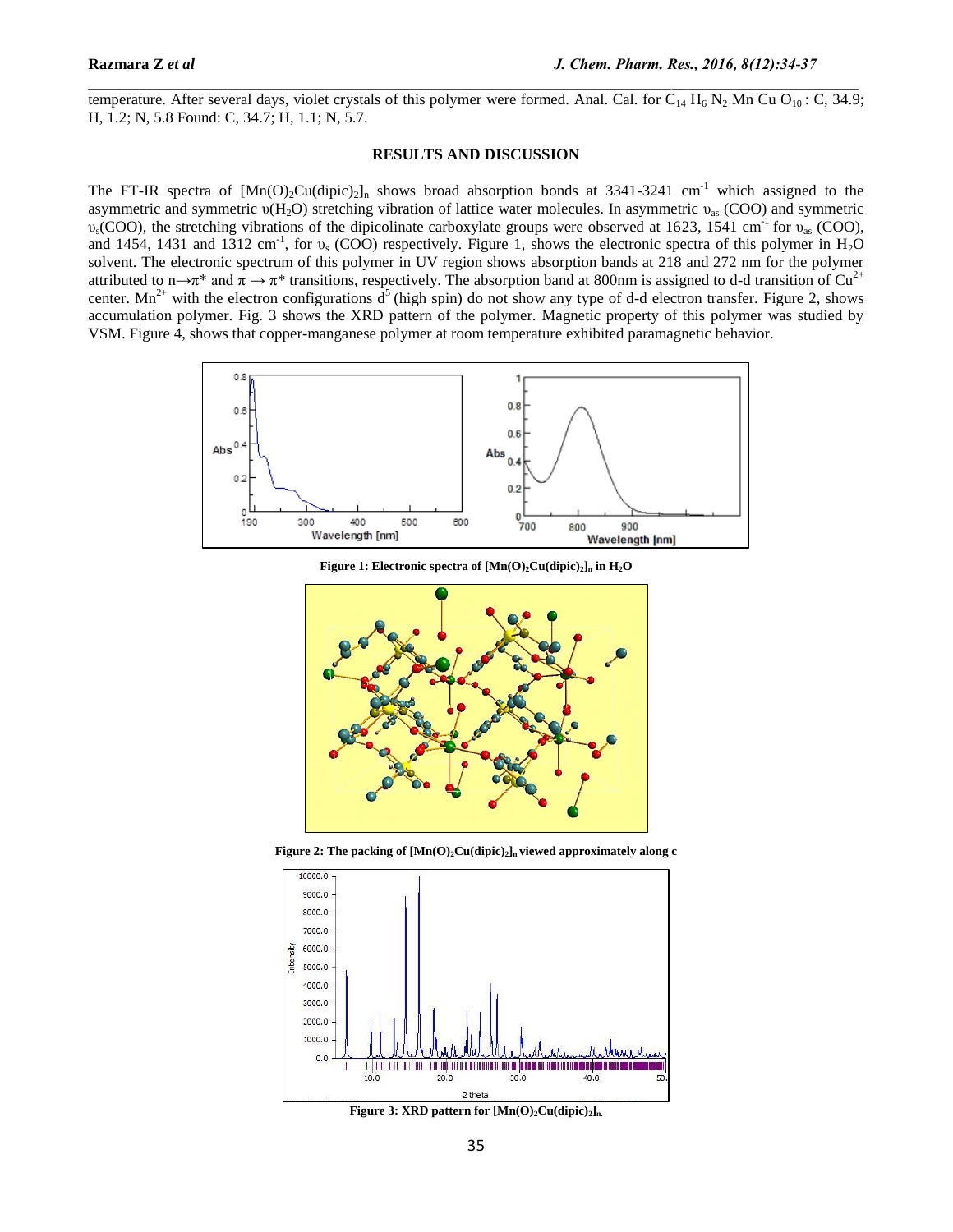temperature. After several days, violet crystals of this polymer were formed. Anal. Cal. for $C_{14} H_6 N_2 Mn Cu O_{10}$ : C, 34.9; H, 1.2; N, 5.8 Found: C, 34.7; H, 1.1; N, 5.7.

## RESULTS AND DISCUSSION

The FT-IR spectra of $[Mn(O)_2Cu(dipic)_2]_n$ shows broad absorption bonds at 3341-3241 $cm^{-1}$ which assigned to the asymmetric and symmetric $\upsilon(H_2O)$ stretching vibration of lattice water molecules. In asymmetric $\upsilon_{as}$ (COO) and symmetric $\upsilon_s$(COO), the stretching vibrations of the dipicolinate carboxylate groups were observed at 1623, 1541 $cm^{-1}$ for $\upsilon_{as}$ (COO), and 1454, 1431 and 1312 $cm^{-1}$, for $\upsilon_s$ (COO) respectively. Figure 1, shows the electronic spectra of this polymer in $H_2O$ solvent. The electronic spectrum of this polymer in UV region shows absorption bands at 218 and 272 nm for the polymer attributed to $n\rightarrow\pi^*$ and $\pi \rightarrow \pi^*$ transitions, respectively. The absorption band at 800nm is assigned to d-d transition of $Cu^{2+}$ center. $Mn^{2+}$ with the electron configurations $d^5$ (high spin) do not show any type of d-d electron transfer. Figure 2, shows accumulation polymer. Fig. 3 shows the XRD pattern of the polymer. Magnetic property of this polymer was studied by VSM. Figure 4, shows that copper-manganese polymer at room temperature exhibited paramagnetic behavior.

**Figure 1: Electronic spectra of $[Mn(O)_2Cu(dipic)_2]_n$ in $H_2O$**

**Figure 2: The packing of $[Mn(O)_2Cu(dipic)_2]_n$ viewed approximately along c**

**Figure 3: XRD pattern for $[Mn(O)_2Cu(dipic)_2]_n$.**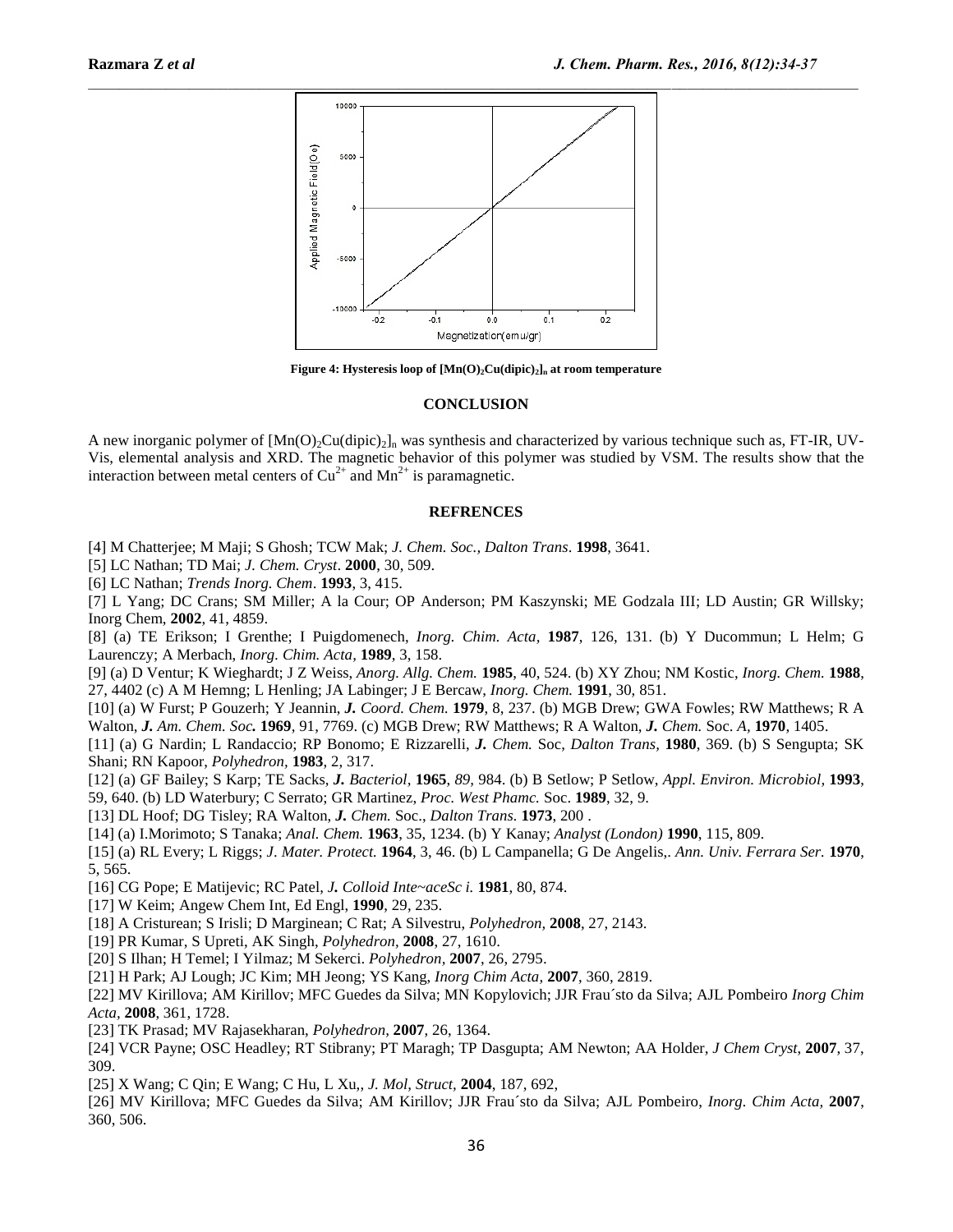Figure 4: Hysteresis loop of $[Mn(O)_2Cu(dipic)_2]_n$ at room temperature

## CONCLUSION

A new inorganic polymer of $[Mn(O)_2Cu(dipic)_2]_n$ was synthesis and characterized by various technique such as, FT-IR, UV-Vis, elemental analysis and XRD. The magnetic behavior of this polymer was studied by VSM. The results show that the interaction between metal centers of $Cu^{2+}$ and $Mn^{2+}$ is paramagnetic.

## REFRENCES

[4] M Chatterjee; M Maji; S Ghosh; TCW Mak; *J. Chem. Soc., Dalton Trans*. **1998**, 3641.

[5] LC Nathan; TD Mai; *J. Chem. Cryst*. **2000**, 30, 509.

[6] LC Nathan; *Trends Inorg. Chem*. **1993**, 3, 415.

[7] L Yang; DC Crans; SM Miller; A la Cour; OP Anderson; PM Kaszynski; ME Godzala III; LD Austin; GR Willsky; Inorg Chem, **2002**, 41, 4859.

[8] (a) TE Erikson; I Grenthe; I Puigdomenech, *Inorg. Chim. Acta*, **1987**, 126, 131. (b) Y Ducommun; L Helm; G Laurenczy; A Merbach, *Inorg. Chim. Acta,* **1989**, 3, 158.

[9] (a) D Ventur; K Wieghardt; J Z Weiss, *Anorg. Allg. Chem.* **1985**, 40, 524. (b) XY Zhou; NM Kostic, *Inorg. Chem.* **1988**, 27, 4402 (c) A M Hemng; L Henling; JA Labinger; J E Bercaw, *Inorg. Chem.* **1991**, 30, 851.

[10] (a) W Furst; P Gouzerh; Y Jeannin, ***J.*** *Coord. Chem.* **1979**, 8, 237. (b) MGB Drew; GWA Fowles; RW Matthews; R A Walton, ***J.*** *Am. Chem. Soc.* **1969**, 91, 7769. (c) MGB Drew; RW Matthews; R A Walton, ***J.*** *Chem.* Soc. *A*, **1970**, 1405.

[11] (a) G Nardin; L Randaccio; RP Bonomo; E Rizzarelli, ***J.*** *Chem.* Soc, *Dalton Trans,* **1980**, 369. (b) S Sengupta; SK Shani; RN Kapoor, *Polyhedron,* **1983**, 2, 317.

[12] (a) GF Bailey; S Karp; TE Sacks, ***J.*** *Bacteriol,* **1965**, *89*, 984. (b) B Setlow; P Setlow, *Appl. Environ. Microbiol,* **1993**, 59, 640. (b) LD Waterbury; C Serrato; GR Martinez, *Proc. West Phamc.* Soc. **1989**, 32, 9.

[13] DL Hoof; DG Tisley; RA Walton, ***J.*** *Chem.* Soc., *Dalton Trans.* **1973**, 200 .

[14] (a) I.Morimoto; S Tanaka; *Anal. Chem.* **1963**, 35, 1234. (b) Y Kanay; *Analyst (London)* **1990**, 115, 809.

[15] (a) RL Every; L Riggs; *J. Mater. Protect.* **1964**, 3, 46. (b) L Campanella; G De Angelis,. *Ann. Univ. Ferrara Ser.* **1970**, 5, 565.

[16] CG Pope; E Matijevic; RC Patel, ***J.*** *Colloid Inte~aceSc i.* **1981**, 80, 874.

[17] W Keim; Angew Chem Int, Ed Engl, **1990**, 29, 235.

[18] A Cristurean; S Irisli; D Marginean; C Rat; A Silvestru, *Polyhedron,* **2008**, 27, 2143.

[19] PR Kumar, S Upreti, AK Singh, *Polyhedron,* **2008**, 27, 1610.

[20] S Ilhan; H Temel; I Yilmaz; M Sekerci. *Polyhedron,* **2007**, 26, 2795.

[21] H Park; AJ Lough; JC Kim; MH Jeong; YS Kang, *Inorg Chim Acta,* **2007**, 360, 2819.

[22] MV Kirillova; AM Kirillov; MFC Guedes da Silva; MN Kopylovich; JJR Frau´sto da Silva; AJL Pombeiro *Inorg Chim Acta*, **2008**, 361, 1728.

[23] TK Prasad; MV Rajasekharan, *Polyhedron,* **2007**, 26, 1364.

[24] VCR Payne; OSC Headley; RT Stibrany; PT Maragh; TP Dasgupta; AM Newton; AA Holder, *J Chem Cryst,* **2007**, 37, 309.

[25] X Wang; C Qin; E Wang; C Hu, L Xu,, *J. Mol, Struct,* **2004**, 187, 692,

[26] MV Kirillova; MFC Guedes da Silva; AM Kirillov; JJR Frau´sto da Silva; AJL Pombeiro, *Inorg. Chim Acta,* **2007**, 360, 506.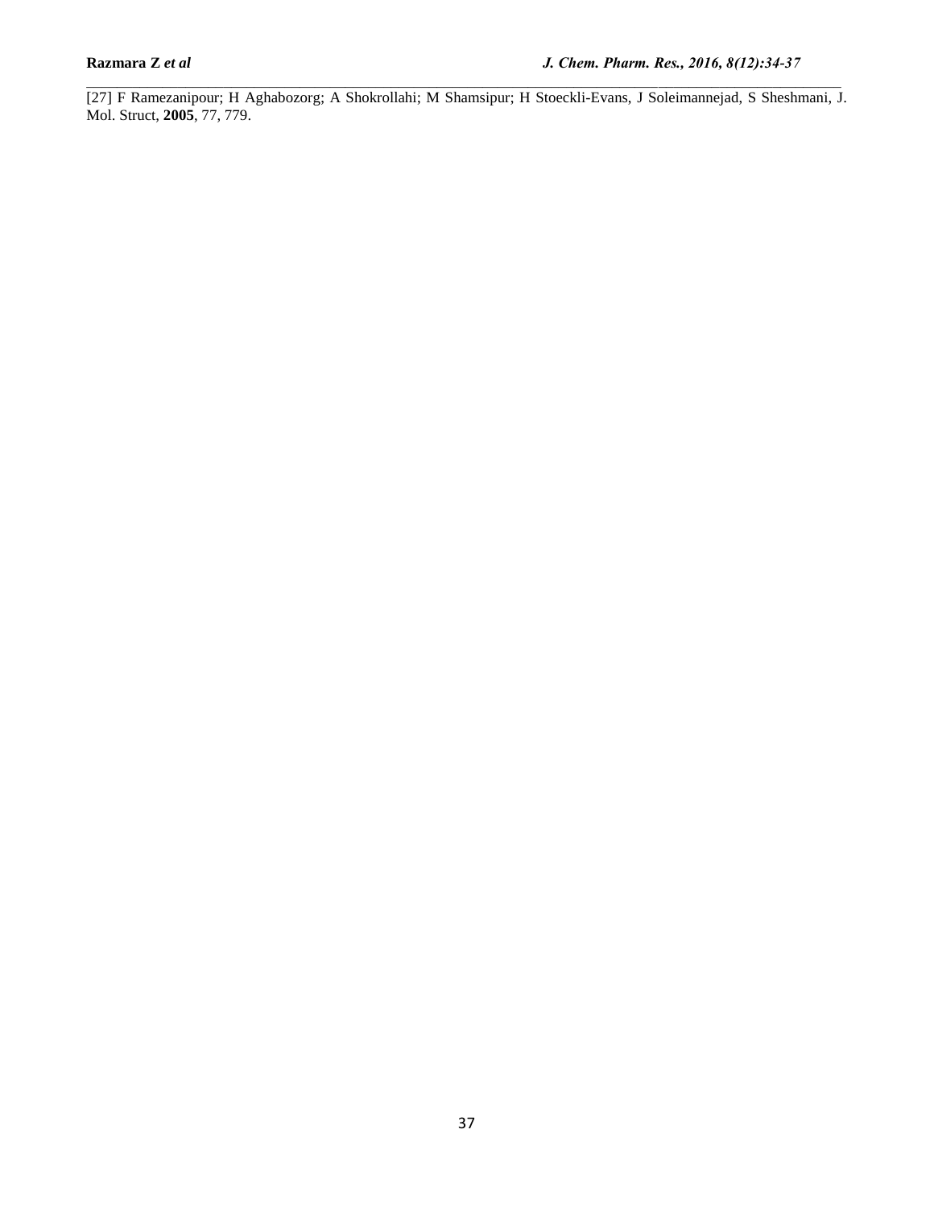[27] F Ramezanipour; H Aghabozorg; A Shokrollahi; M Shamsipur; H Stoeckli-Evans, J Soleimannejad, S Sheshmani, J. Mol. Struct, **2005**, 77, 779.